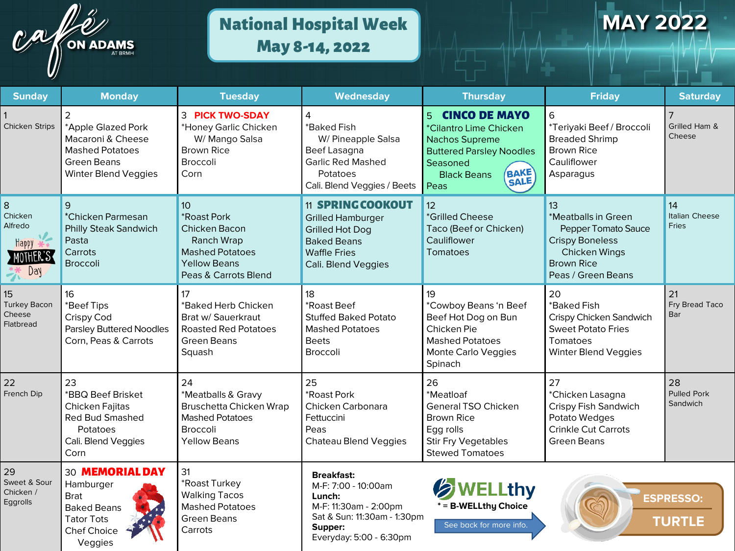# Café on Adams at BRMH

## National Hospital Week May 8-14, 2022

## MAY 2022

| Sunday | Monday | Tuesday | Wednesday | Thursday | Friday | Saturday |
| --- | --- | --- | --- | --- | --- | --- |
| 1 Chicken Strips | 2 *Apple Glazed Pork, Macaroni & Cheese, Mashed Potatoes, Green Beans, Winter Blend Veggies | 3 **PICK TWO-SDAY** *Honey Garlic Chicken W/ Mango Salsa, Brown Rice, Broccoli, Corn | 4 *Baked Fish W/ Pineapple Salsa, Beef Lasagna, Garlic Red Mashed Potatoes, Cali. Blend Veggies / Beets | 5 **CINCO DE MAYO** *Cilantro Lime Chicken, Nachos Supreme, Buttered Parsley Noodles, Seasoned Black Beans, Peas, BAKE SALE | 6 *Teriyaki Beef / Broccoli, Breaded Shrimp, Brown Rice, Cauliflower, Asparagus | 7 Grilled Ham & Cheese |
| 8 Chicken Alfredo, Happy Mother's Day | 9 *Chicken Parmesan, Philly Steak Sandwich, Pasta, Carrots, Broccoli | 10 *Roast Pork, Chicken Bacon Ranch Wrap, Mashed Potatoes, Yellow Beans, Peas & Carrots Blend | 11 **SPRING COOKOUT** Grilled Hamburger, Grilled Hot Dog, Baked Beans, Waffle Fries, Cali. Blend Veggies | 12 *Grilled Cheese, Taco (Beef or Chicken), Cauliflower, Tomatoes | 13 *Meatballs in Green Pepper Tomato Sauce, Crispy Boneless Chicken Wings, Brown Rice, Peas / Green Beans | 14 Italian Cheese Fries |
| 15 Turkey Bacon Cheese Flatbread | 16 *Beef Tips, Crispy Cod, Parsley Buttered Noodles, Corn, Peas & Carrots | 17 *Baked Herb Chicken, Brat w/ Sauerkraut, Roasted Red Potatoes, Green Beans, Squash | 18 *Roast Beef, Stuffed Baked Potato, Mashed Potatoes, Beets, Broccoli | 19 *Cowboy Beans 'n Beef, Beef Hot Dog on Bun, Chicken Pie, Mashed Potatoes, Monte Carlo Veggies, Spinach | 20 *Baked Fish, Crispy Chicken Sandwich, Sweet Potato Fries, Tomatoes, Winter Blend Veggies | 21 Fry Bread Taco Bar |
| 22 French Dip | 23 *BBQ Beef Brisket, Chicken Fajitas, Red Bud Smashed Potatoes, Cali. Blend Veggies, Corn | 24 *Meatballs & Gravy, Bruschetta Chicken Wrap, Mashed Potatoes, Broccoli, Yellow Beans | 25 *Roast Pork, Chicken Carbonara Fettuccini, Peas, Chateau Blend Veggies | 26 *Meatloaf, General TSO Chicken, Brown Rice, Egg rolls, Stir Fry Vegetables, Stewed Tomatoes | 27 *Chicken Lasagna, Crispy Fish Sandwich, Potato Wedges, Crinkle Cut Carrots, Green Beans | 28 Pulled Pork Sandwich |
| 29 Sweet & Sour Chicken / Eggrolls | 30 **MEMORIAL DAY** Hamburger, Brat, Baked Beans, Tator Tots, Chef Choice Veggies | 31 *Roast Turkey, Walking Tacos, Mashed Potatoes, Green Beans, Carrots | | | | |

**Breakfast:**
M-F: 7:00 - 10:00am

**Lunch:**
M-F: 11:30am - 2:00pm
Sat & Sun: 11:30am - 1:30pm

**Supper:**
Everyday: 5:00 - 6:30pm

**WELLthy**
* = B-WELLthy Choice
See back for more info.

**ESPRESSO: TURTLE**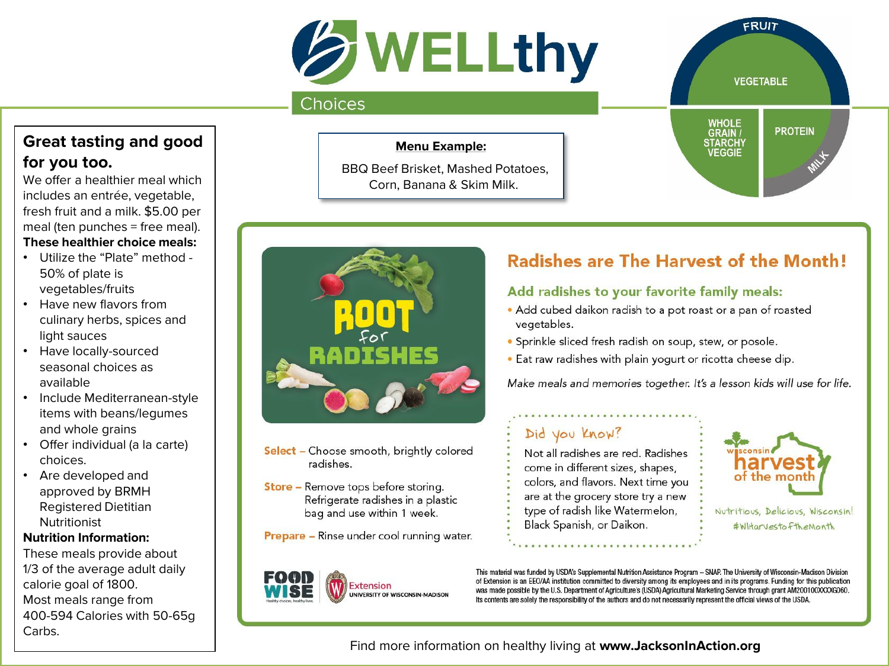# WELLthy

## Choices

**Menu Example:**

BBQ Beef Brisket, Mashed Potatoes, Corn, Banana & Skim Milk.

FRUIT
VEGETABLE
WHOLE GRAIN / STARCHY VEGGIE
PROTEIN
MILK

## Great tasting and good for you too.

We offer a healthier meal which includes an entrée, vegetable, fresh fruit and a milk. $5.00 per meal (ten punches = free meal).

**These healthier choice meals:**

- Utilize the "Plate" method - 50% of plate is vegetables/fruits
- Have new flavors from culinary herbs, spices and light sauces
- Have locally-sourced seasonal choices as available
- Include Mediterranean-style items with beans/legumes and whole grains
- Offer individual (a la carte) choices.
- Are developed and approved by BRMH Registered Dietitian Nutritionist

**Nutrition Information:**

These meals provide about 1/3 of the average adult daily calorie goal of 1800.
Most meals range from 400-594 Calories with 50-65g Carbs.

ROOT for RADISHES

## Radishes are The Harvest of the Month!

### Add radishes to your favorite family meals:

- Add cubed daikon radish to a pot roast or a pan of roasted vegetables.
- Sprinkle sliced fresh radish on soup, stew, or posole.
- Eat raw radishes with plain yogurt or ricotta cheese dip.

*Make meals and memories together. It's a lesson kids will use for life.*

**Select** – Choose smooth, brightly colored radishes.

**Store** – Remove tops before storing. Refrigerate radishes in a plastic bag and use within 1 week.

**Prepare** – Rinse under cool running water.

### Did you know?

Not all radishes are red. Radishes come in different sizes, shapes, colors, and flavors. Next time you are at the grocery store try a new type of radish like Watermelon, Black Spanish, or Daikon.

Wisconsin harvest of the month

Nutritious, Delicious, Wisconsin!
#WIHarvestoftheMonth

FOOD WISE Healthy choices. healthy lives.
Extension UNIVERSITY OF WISCONSIN-MADISON

This material was funded by USDA's Supplemental Nutrition Assistance Program – SNAP. The University of Wisconsin-Madison Division of Extension is an EEO/AA institution committed to diversity among its employees and in its programs. Funding for this publication was made possible by the U.S. Department of Agriculture's (USDA) Agricultural Marketing Service through grant AM200100XXXXG060. Its contents are solely the responsibility of the authors and do not necessarily represent the official views of the USDA.

Find more information on healthy living at **www.JacksonInAction.org**